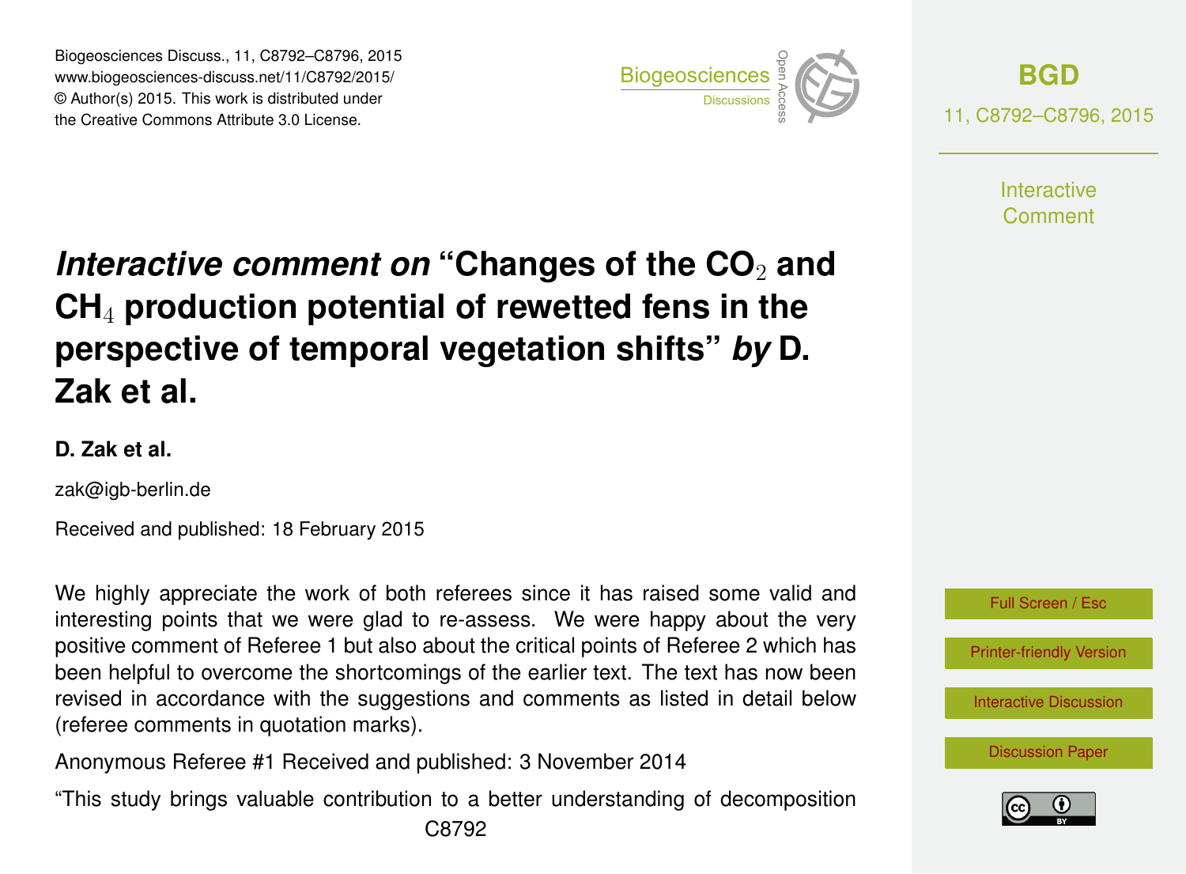# *Interactive comment on* "Changes of the $CO_2$ and $CH_4$ production potential of rewetted fens in the perspective of temporal vegetation shifts" *by* D. Zak et al.

**D. Zak et al.**

zak@igb-berlin.de

Received and published: 18 February 2015

We highly appreciate the work of both referees since it has raised some valid and interesting points that we were glad to re-assess. We were happy about the very positive comment of Referee 1 but also about the critical points of Referee 2 which has been helpful to overcome the shortcomings of the earlier text. The text has now been revised in accordance with the suggestions and comments as listed in detail below (referee comments in quotation marks).

Anonymous Referee #1 Received and published: 3 November 2014

"This study brings valuable contribution to a better understanding of decomposition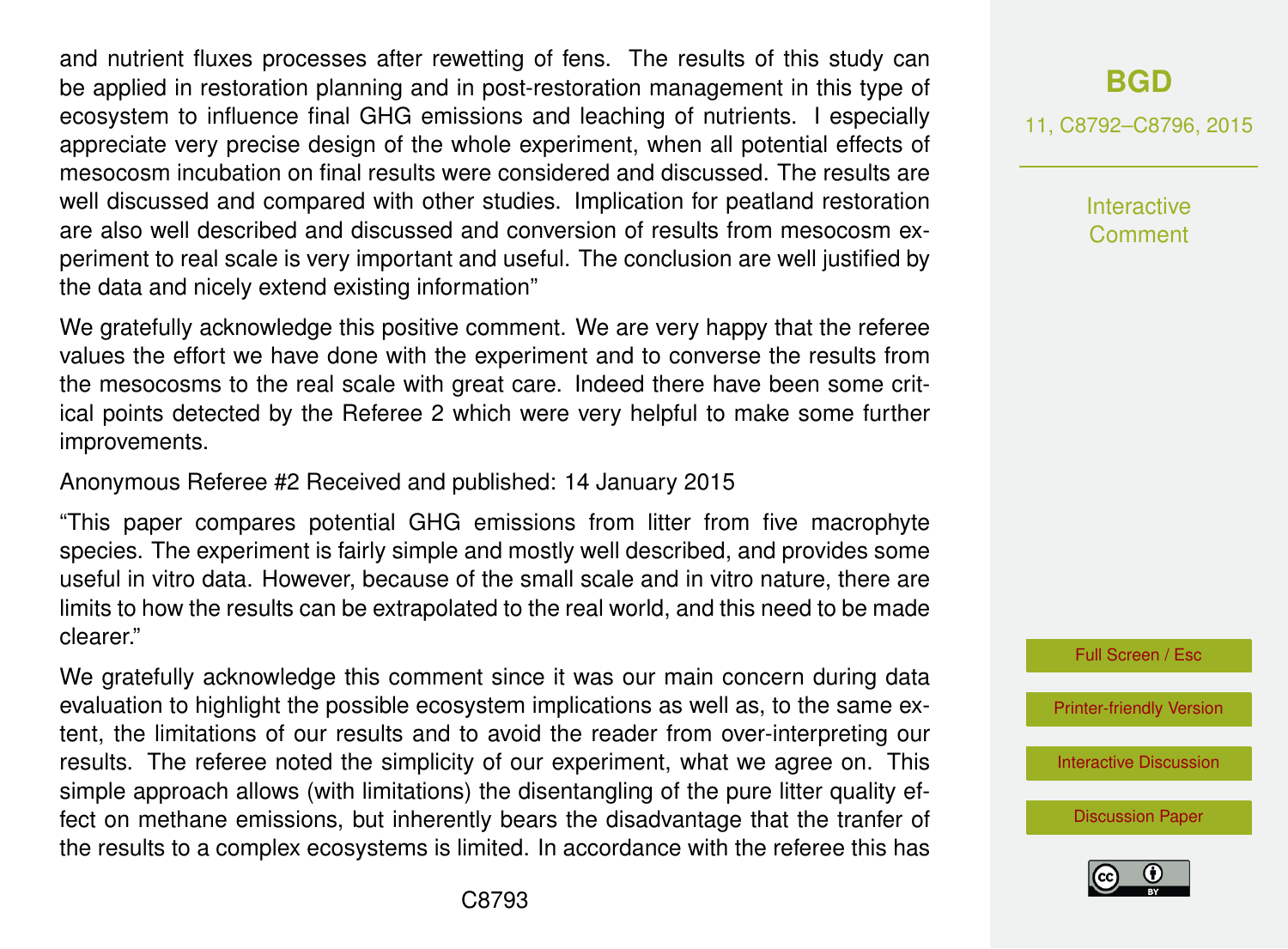and nutrient fluxes processes after rewetting of fens. The results of this study can be applied in restoration planning and in post-restoration management in this type of ecosystem to influence final GHG emissions and leaching of nutrients. I especially appreciate very precise design of the whole experiment, when all potential effects of mesocosm incubation on final results were considered and discussed. The results are well discussed and compared with other studies. Implication for peatland restoration are also well described and discussed and conversion of results from mesocosm experiment to real scale is very important and useful. The conclusion are well justified by the data and nicely extend existing information"

We gratefully acknowledge this positive comment. We are very happy that the referee values the effort we have done with the experiment and to converse the results from the mesocosms to the real scale with great care. Indeed there have been some critical points detected by the Referee 2 which were very helpful to make some further improvements.

Anonymous Referee #2 Received and published: 14 January 2015

"This paper compares potential GHG emissions from litter from five macrophyte species. The experiment is fairly simple and mostly well described, and provides some useful in vitro data. However, because of the small scale and in vitro nature, there are limits to how the results can be extrapolated to the real world, and this need to be made clearer."

We gratefully acknowledge this comment since it was our main concern during data evaluation to highlight the possible ecosystem implications as well as, to the same extent, the limitations of our results and to avoid the reader from over-interpreting our results. The referee noted the simplicity of our experiment, what we agree on. This simple approach allows (with limitations) the disentangling of the pure litter quality effect on methane emissions, but inherently bears the disadvantage that the tranfer of the results to a complex ecosystems is limited. In accordance with the referee this has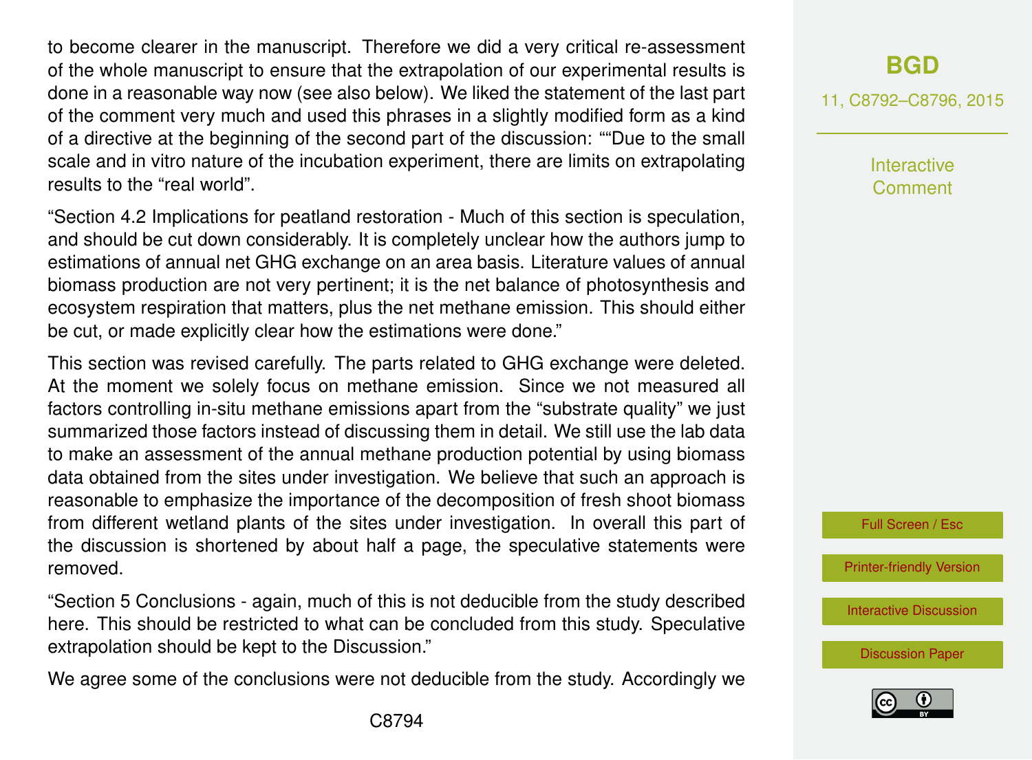to become clearer in the manuscript. Therefore we did a very critical re-assessment of the whole manuscript to ensure that the extrapolation of our experimental results is done in a reasonable way now (see also below). We liked the statement of the last part of the comment very much and used this phrases in a slightly modified form as a kind of a directive at the beginning of the second part of the discussion: ""Due to the small scale and in vitro nature of the incubation experiment, there are limits on extrapolating results to the "real world".

"Section 4.2 Implications for peatland restoration - Much of this section is speculation, and should be cut down considerably. It is completely unclear how the authors jump to estimations of annual net GHG exchange on an area basis. Literature values of annual biomass production are not very pertinent; it is the net balance of photosynthesis and ecosystem respiration that matters, plus the net methane emission. This should either be cut, or made explicitly clear how the estimations were done."

This section was revised carefully. The parts related to GHG exchange were deleted. At the moment we solely focus on methane emission. Since we not measured all factors controlling in-situ methane emissions apart from the "substrate quality" we just summarized those factors instead of discussing them in detail. We still use the lab data to make an assessment of the annual methane production potential by using biomass data obtained from the sites under investigation. We believe that such an approach is reasonable to emphasize the importance of the decomposition of fresh shoot biomass from different wetland plants of the sites under investigation. In overall this part of the discussion is shortened by about half a page, the speculative statements were removed.

"Section 5 Conclusions - again, much of this is not deducible from the study described here. This should be restricted to what can be concluded from this study. Speculative extrapolation should be kept to the Discussion."

We agree some of the conclusions were not deducible from the study. Accordingly we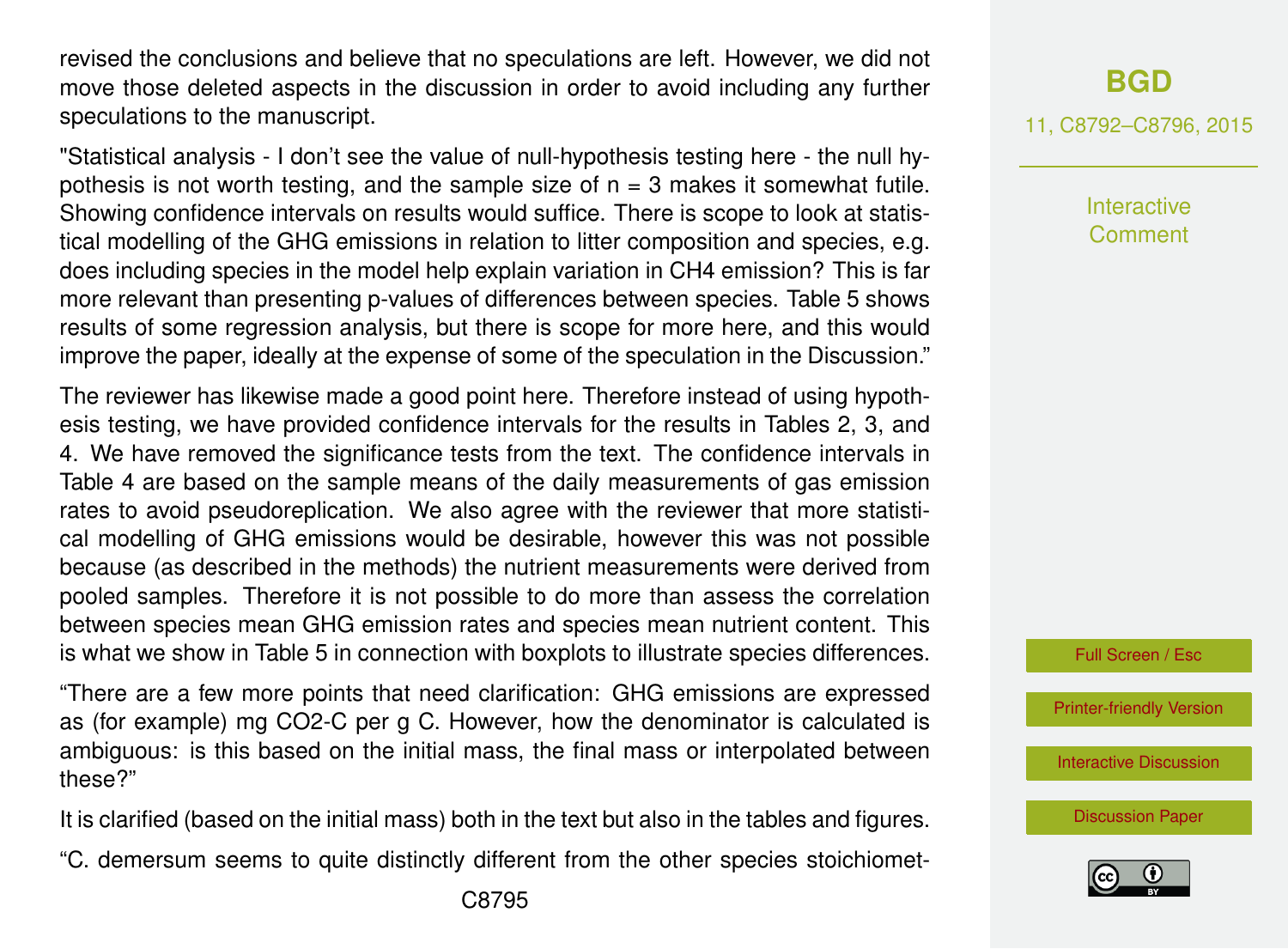revised the conclusions and believe that no speculations are left. However, we did not move those deleted aspects in the discussion in order to avoid including any further speculations to the manuscript.

"Statistical analysis - I don't see the value of null-hypothesis testing here - the null hypothesis is not worth testing, and the sample size of $n = 3$ makes it somewhat futile. Showing confidence intervals on results would suffice. There is scope to look at statistical modelling of the GHG emissions in relation to litter composition and species, e.g. does including species in the model help explain variation in $CH_4$ emission? This is far more relevant than presenting p-values of differences between species. Table 5 shows results of some regression analysis, but there is scope for more here, and this would improve the paper, ideally at the expense of some of the speculation in the Discussion."

The reviewer has likewise made a good point here. Therefore instead of using hypothesis testing, we have provided confidence intervals for the results in Tables 2, 3, and 4. We have removed the significance tests from the text. The confidence intervals in Table 4 are based on the sample means of the daily measurements of gas emission rates to avoid pseudoreplication. We also agree with the reviewer that more statistical modelling of GHG emissions would be desirable, however this was not possible because (as described in the methods) the nutrient measurements were derived from pooled samples. Therefore it is not possible to do more than assess the correlation between species mean GHG emission rates and species mean nutrient content. This is what we show in Table 5 in connection with boxplots to illustrate species differences.

"There are a few more points that need clarification: GHG emissions are expressed as (for example) mg $CO_2$-C per g C. However, how the denominator is calculated is ambiguous: is this based on the initial mass, the final mass or interpolated between these?"

It is clarified (based on the initial mass) both in the text but also in the tables and figures.

"C. demersum seems to quite distinctly different from the other species stoichiomet-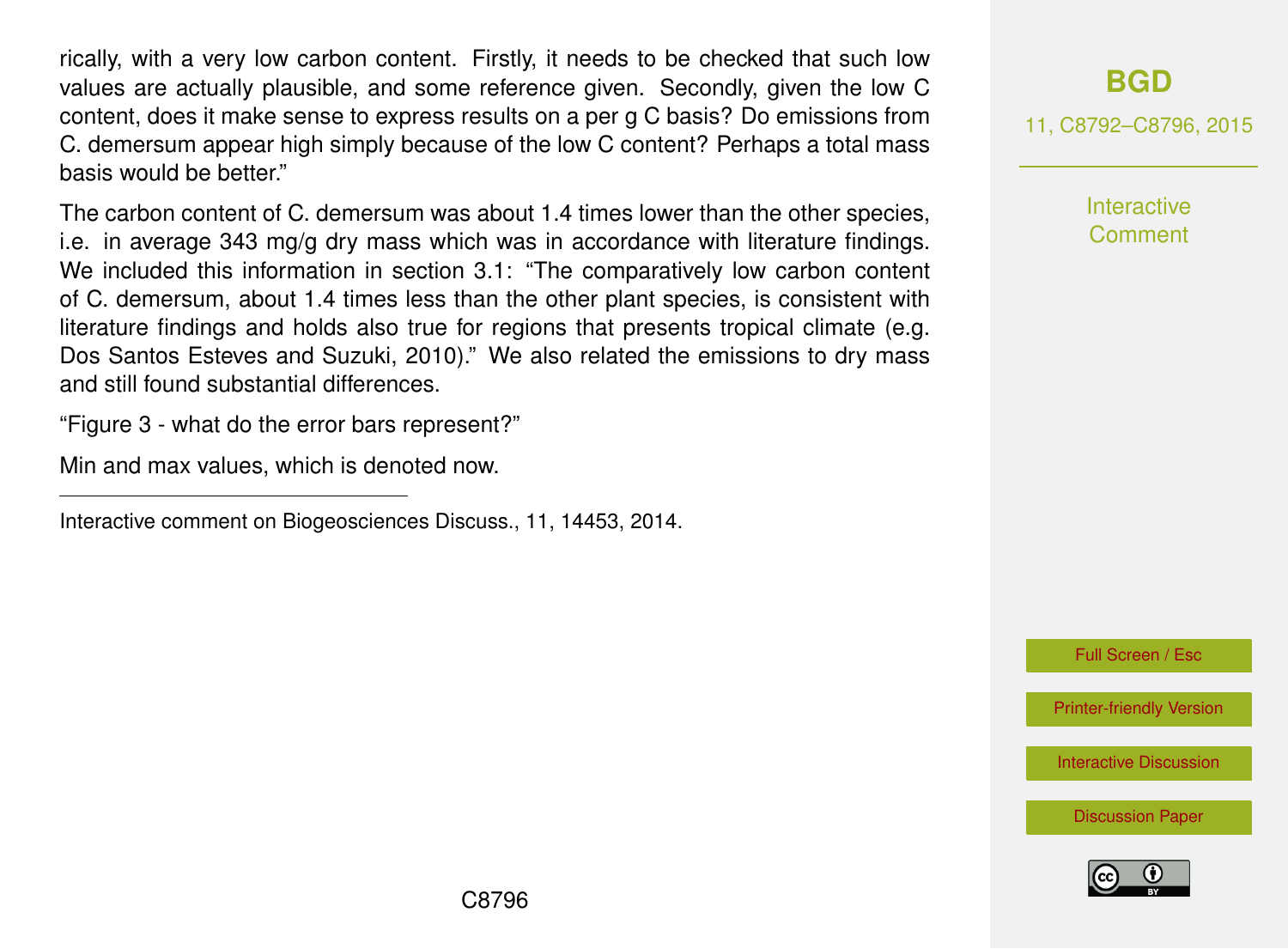rically, with a very low carbon content. Firstly, it needs to be checked that such low values are actually plausible, and some reference given. Secondly, given the low C content, does it make sense to express results on a per g C basis? Do emissions from C. demersum appear high simply because of the low C content? Perhaps a total mass basis would be better."

The carbon content of C. demersum was about 1.4 times lower than the other species, i.e. in average 343 mg/g dry mass which was in accordance with literature findings. We included this information in section 3.1: "The comparatively low carbon content of C. demersum, about 1.4 times less than the other plant species, is consistent with literature findings and holds also true for regions that presents tropical climate (e.g. Dos Santos Esteves and Suzuki, 2010)." We also related the emissions to dry mass and still found substantial differences.

"Figure 3 - what do the error bars represent?"

Min and max values, which is denoted now.

---

Interactive comment on Biogeosciences Discuss., 11, 14453, 2014.